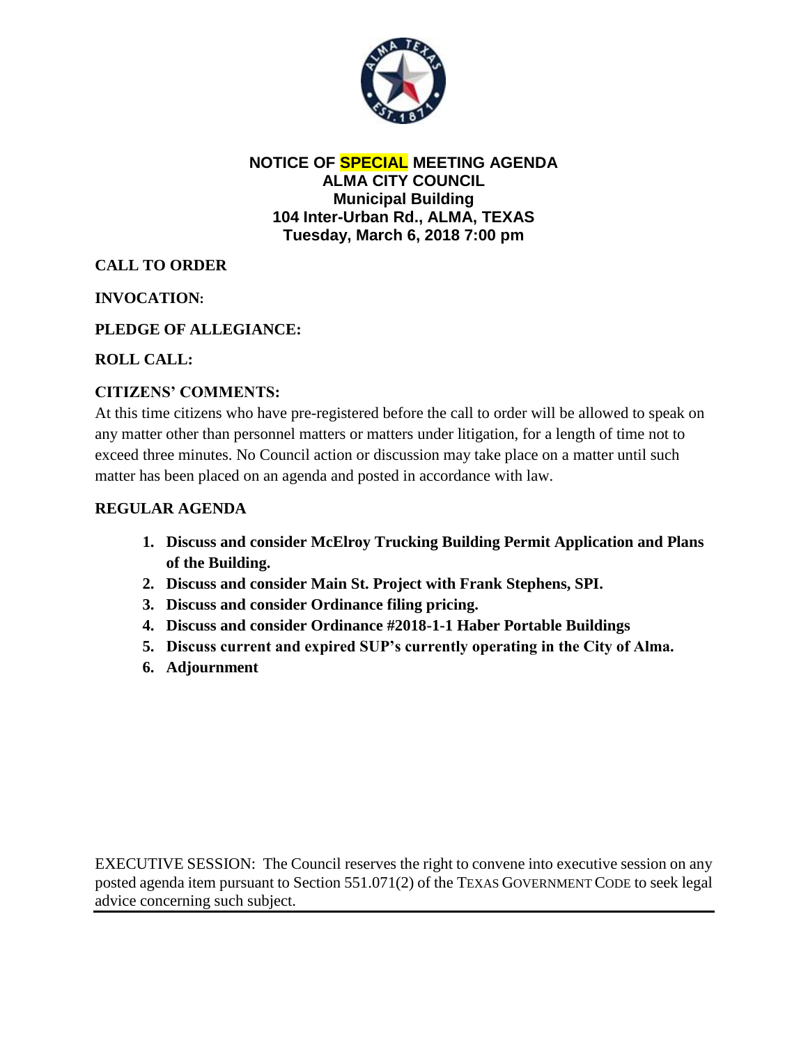**NOTICE OF SPECIAL MEETING AGENDA**
**ALMA CITY COUNCIL**
**Municipal Building**
**104 Inter-Urban Rd., ALMA, TEXAS**
**Tuesday, March 6, 2018 7:00 pm**

**CALL TO ORDER**

**INVOCATION:**

**PLEDGE OF ALLEGIANCE:**

**ROLL CALL:**

**CITIZENS' COMMENTS:**

At this time citizens who have pre-registered before the call to order will be allowed to speak on any matter other than personnel matters or matters under litigation, for a length of time not to exceed three minutes. No Council action or discussion may take place on a matter until such matter has been placed on an agenda and posted in accordance with law.

**REGULAR AGENDA**

1. **Discuss and consider McElroy Trucking Building Permit Application and Plans of the Building.**
2. **Discuss and consider Main St. Project with Frank Stephens, SPI.**
3. **Discuss and consider Ordinance filing pricing.**
4. **Discuss and consider Ordinance #2018-1-1 Haber Portable Buildings**
5. **Discuss current and expired SUP's currently operating in the City of Alma.**
6. **Adjournment**

EXECUTIVE SESSION: The Council reserves the right to convene into executive session on any posted agenda item pursuant to Section 551.071(2) of the TEXAS GOVERNMENT CODE to seek legal advice concerning such subject.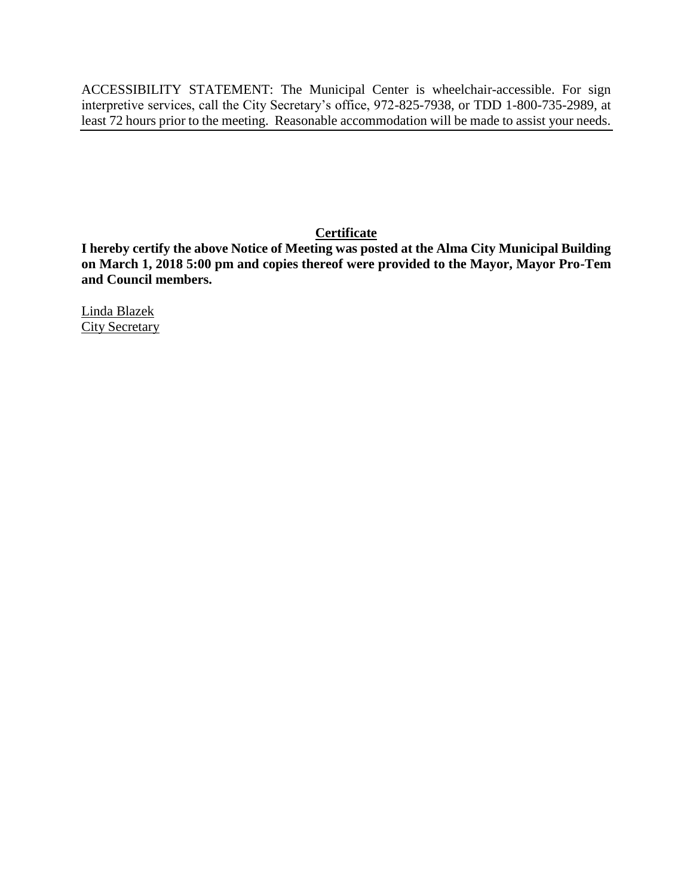ACCESSIBILITY STATEMENT: The Municipal Center is wheelchair-accessible. For sign interpretive services, call the City Secretary's office, 972-825-7938, or TDD 1-800-735-2989, at least 72 hours prior to the meeting. Reasonable accommodation will be made to assist your needs.

---

**Certificate**

**I hereby certify the above Notice of Meeting was posted at the Alma City Municipal Building on March 1, 2018 5:00 pm and copies thereof were provided to the Mayor, Mayor Pro-Tem and Council members.**

Linda Blazek
City Secretary